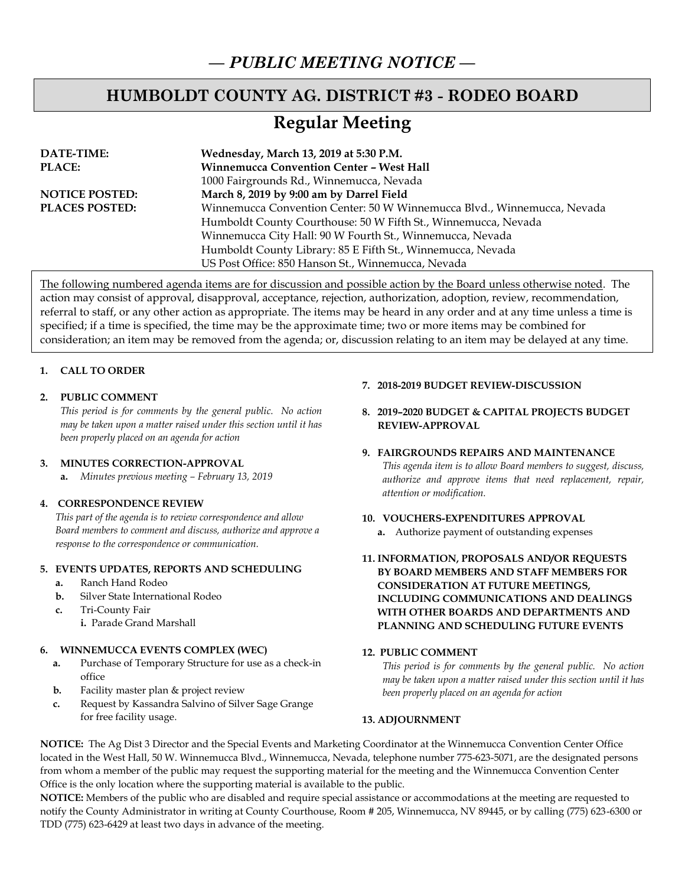# — *PUBLIC MEETING NOTICE* —

## HUMBOLDT COUNTY AG. DISTRICT #3 - RODEO BOARD

## Regular Meeting

| | |
|---|---|
| **DATE-TIME:** | **Wednesday, March 13, 2019 at 5:30 P.M.** |
| **PLACE:** | **Winnemucca Convention Center – West Hall** |
| | 1000 Fairgrounds Rd., Winnemucca, Nevada |
| **NOTICE POSTED:** | **March 8, 2019 by 9:00 am by Darrel Field** |
| **PLACES POSTED:** | Winnemucca Convention Center: 50 W Winnemucca Blvd., Winnemucca, Nevada |
| | Humboldt County Courthouse: 50 W Fifth St., Winnemucca, Nevada |
| | Winnemucca City Hall: 90 W Fourth St., Winnemucca, Nevada |
| | Humboldt County Library: 85 E Fifth St., Winnemucca, Nevada |
| | US Post Office: 850 Hanson St., Winnemucca, Nevada |

The following numbered agenda items are for discussion and possible action by the Board unless otherwise noted. The action may consist of approval, disapproval, acceptance, rejection, authorization, adoption, review, recommendation, referral to staff, or any other action as appropriate. The items may be heard in any order and at any time unless a time is specified; if a time is specified, the time may be the approximate time; two or more items may be combined for consideration; an item may be removed from the agenda; or, discussion relating to an item may be delayed at any time.

1. **CALL TO ORDER**

2. **PUBLIC COMMENT**
   *This period is for comments by the general public. No action may be taken upon a matter raised under this section until it has been properly placed on an agenda for action*

3. **MINUTES CORRECTION-APPROVAL**
   a. *Minutes previous meeting – February 13, 2019*

4. **CORRESPONDENCE REVIEW**
   *This part of the agenda is to review correspondence and allow Board members to comment and discuss, authorize and approve a response to the correspondence or communication.*

5. **EVENTS UPDATES, REPORTS AND SCHEDULING**
   a. Ranch Hand Rodeo
   b. Silver State International Rodeo
   c. Tri-County Fair
      i. Parade Grand Marshall

6. **WINNEMUCCA EVENTS COMPLEX (WEC)**
   a. Purchase of Temporary Structure for use as a check-in office
   b. Facility master plan & project review
   c. Request by Kassandra Salvino of Silver Sage Grange for free facility usage.

7. **2018-2019 BUDGET REVIEW-DISCUSSION**

8. **2019–2020 BUDGET & CAPITAL PROJECTS BUDGET REVIEW-APPROVAL**

9. **FAIRGROUNDS REPAIRS AND MAINTENANCE**
   *This agenda item is to allow Board members to suggest, discuss, authorize and approve items that need replacement, repair, attention or modification.*

10. **VOUCHERS-EXPENDITURES APPROVAL**
    a. Authorize payment of outstanding expenses

11. **INFORMATION, PROPOSALS AND/OR REQUESTS BY BOARD MEMBERS AND STAFF MEMBERS FOR CONSIDERATION AT FUTURE MEETINGS, INCLUDING COMMUNICATIONS AND DEALINGS WITH OTHER BOARDS AND DEPARTMENTS AND PLANNING AND SCHEDULING FUTURE EVENTS**

12. **PUBLIC COMMENT**
    *This period is for comments by the general public. No action may be taken upon a matter raised under this section until it has been properly placed on an agenda for action*

13. **ADJOURNMENT**

**NOTICE:** The Ag Dist 3 Director and the Special Events and Marketing Coordinator at the Winnemucca Convention Center Office located in the West Hall, 50 W. Winnemucca Blvd., Winnemucca, Nevada, telephone number 775-623-5071, are the designated persons from whom a member of the public may request the supporting material for the meeting and the Winnemucca Convention Center Office is the only location where the supporting material is available to the public.

**NOTICE:** Members of the public who are disabled and require special assistance or accommodations at the meeting are requested to notify the County Administrator in writing at County Courthouse, Room # 205, Winnemucca, NV 89445, or by calling (775) 623-6300 or TDD (775) 623-6429 at least two days in advance of the meeting.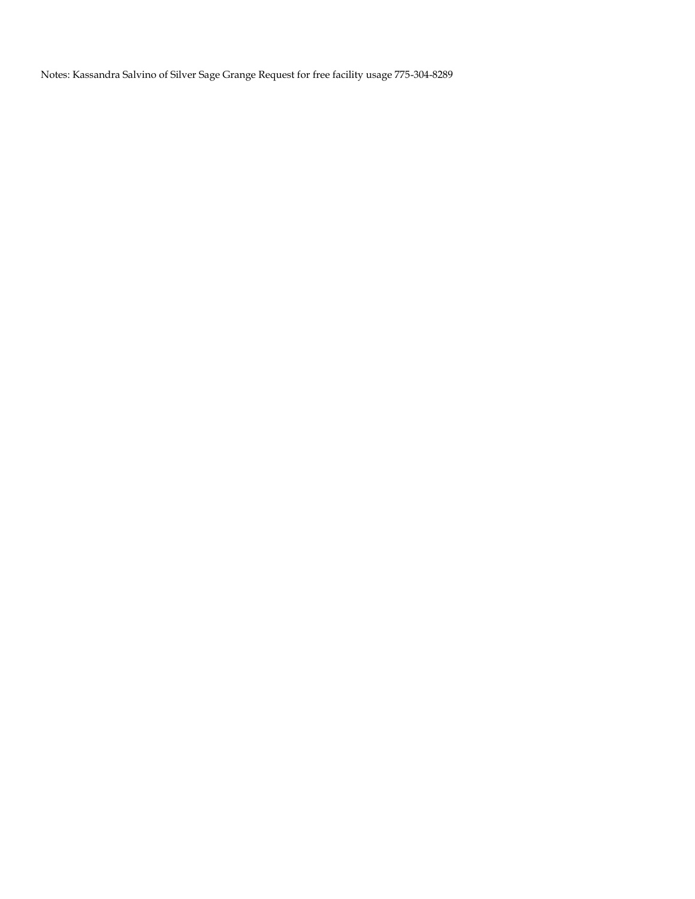Notes: Kassandra Salvino of Silver Sage Grange Request for free facility usage 775-304-8289